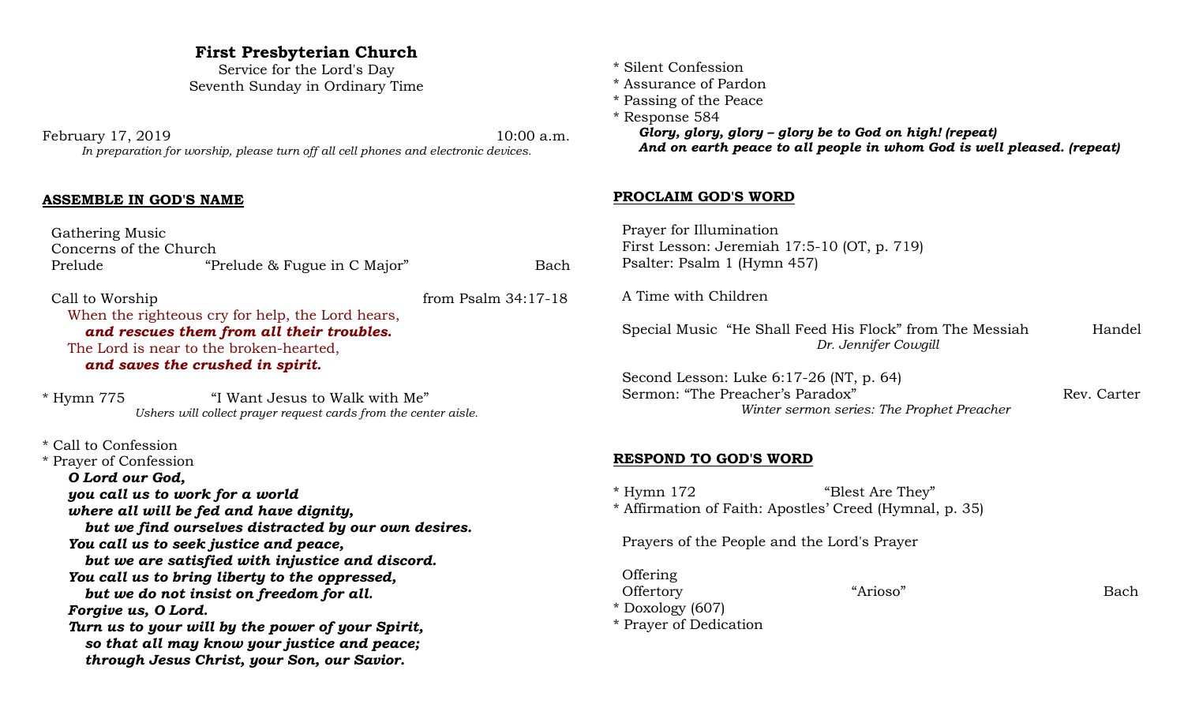# First Presbyterian Church

Service for the Lord's Day
Seventh Sunday in Ordinary Time

February 17, 2019 10:00 a.m.

*In preparation for worship, please turn off all cell phones and electronic devices.*

## ASSEMBLE IN GOD'S NAME

Gathering Music
Concerns of the Church
Prelude "Prelude & Fugue in C Major" Bach

Call to Worship from Psalm 34:17-18

When the righteous cry for help, the Lord hears,
***and rescues them from all their troubles.***
The Lord is near to the broken-hearted,
***and saves the crushed in spirit.***

\* Hymn 775 "I Want Jesus to Walk with Me"

*Ushers will collect prayer request cards from the center aisle.*

\* Call to Confession
\* Prayer of Confession

***O Lord our God,***
***you call us to work for a world***
***where all will be fed and have dignity,***
***but we find ourselves distracted by our own desires.***
***You call us to seek justice and peace,***
***but we are satisfied with injustice and discord.***
***You call us to bring liberty to the oppressed,***
***but we do not insist on freedom for all.***
***Forgive us, O Lord.***
***Turn us to your will by the power of your Spirit,***
***so that all may know your justice and peace;***
***through Jesus Christ, your Son, our Savior.***

\* Silent Confession
\* Assurance of Pardon
\* Passing of the Peace
\* Response 584

***Glory, glory, glory – glory be to God on high! (repeat)***
***And on earth peace to all people in whom God is well pleased. (repeat)***

## PROCLAIM GOD'S WORD

Prayer for Illumination
First Lesson: Jeremiah 17:5-10 (OT, p. 719)
Psalter: Psalm 1 (Hymn 457)

A Time with Children

Special Music "He Shall Feed His Flock" from The Messiah Handel
*Dr. Jennifer Cowgill*

Second Lesson: Luke 6:17-26 (NT, p. 64)
Sermon: "The Preacher's Paradox" Rev. Carter
*Winter sermon series: The Prophet Preacher*

## RESPOND TO GOD'S WORD

\* Hymn 172 "Blest Are They"
\* Affirmation of Faith: Apostles' Creed (Hymnal, p. 35)

Prayers of the People and the Lord's Prayer

Offering
Offertory "Arioso" Bach
\* Doxology (607)
\* Prayer of Dedication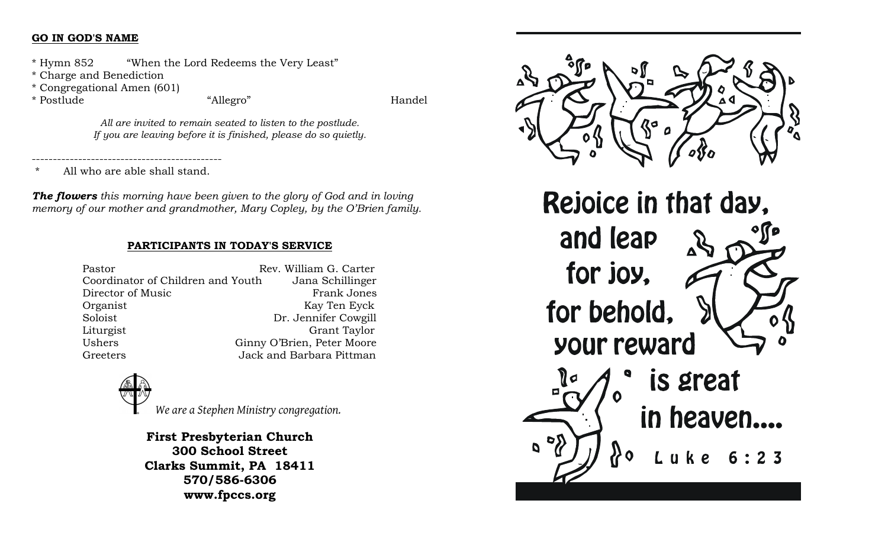**GO IN GOD'S NAME**

* Hymn 852 "When the Lord Redeems the Very Least"
* Charge and Benediction
* Congregational Amen (601)
* Postlude "Allegro" Handel

*All are invited to remain seated to listen to the postlude. If you are leaving before it is finished, please do so quietly.*

---

\* All who are able shall stand.

***The flowers*** *this morning have been given to the glory of God and in loving memory of our mother and grandmother, Mary Copley, by the O'Brien family.*

**PARTICIPANTS IN TODAY'S SERVICE**

| | |
|---|---|
| Pastor | Rev. William G. Carter |
| Coordinator of Children and Youth | Jana Schillinger |
| Director of Music | Frank Jones |
| Organist | Kay Ten Eyck |
| Soloist | Dr. Jennifer Cowgill |
| Liturgist | Grant Taylor |
| Ushers | Ginny O'Brien, Peter Moore |
| Greeters | Jack and Barbara Pittman |

*We are a Stephen Ministry congregation.*

**First Presbyterian Church**
**300 School Street**
**Clarks Summit, PA 18411**
**570/586-6306**
**www.fpccs.org**

Rejoice in that day, and leap for joy, for behold, your reward is great in heaven....

Luke 6:23